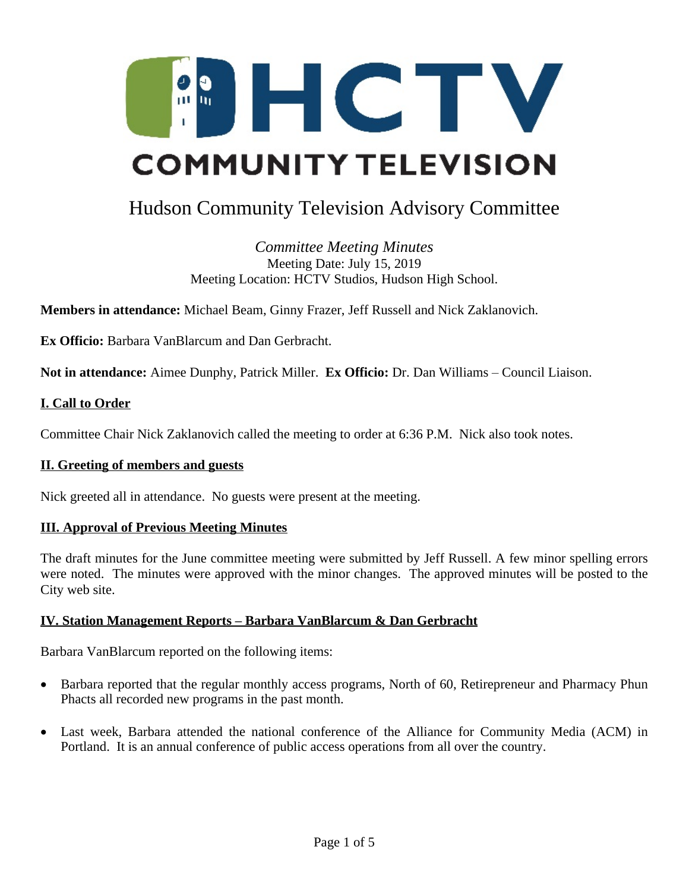# HCTV COMMUNITY TELEVISION

## Hudson Community Television Advisory Committee

*Committee Meeting Minutes*
Meeting Date: July 15, 2019
Meeting Location: HCTV Studios, Hudson High School.

**Members in attendance:** Michael Beam, Ginny Frazer, Jeff Russell and Nick Zaklanovich.

**Ex Officio:** Barbara VanBlarcum and Dan Gerbracht.

**Not in attendance:** Aimee Dunphy, Patrick Miller. **Ex Officio:** Dr. Dan Williams – Council Liaison.

### I. Call to Order

Committee Chair Nick Zaklanovich called the meeting to order at 6:36 P.M. Nick also took notes.

### II. Greeting of members and guests

Nick greeted all in attendance. No guests were present at the meeting.

### III. Approval of Previous Meeting Minutes

The draft minutes for the June committee meeting were submitted by Jeff Russell. A few minor spelling errors were noted. The minutes were approved with the minor changes. The approved minutes will be posted to the City web site.

### IV. Station Management Reports – Barbara VanBlarcum & Dan Gerbracht

Barbara VanBlarcum reported on the following items:

- Barbara reported that the regular monthly access programs, North of 60, Retirepreneur and Pharmacy Phun Phacts all recorded new programs in the past month.

- Last week, Barbara attended the national conference of the Alliance for Community Media (ACM) in Portland. It is an annual conference of public access operations from all over the country.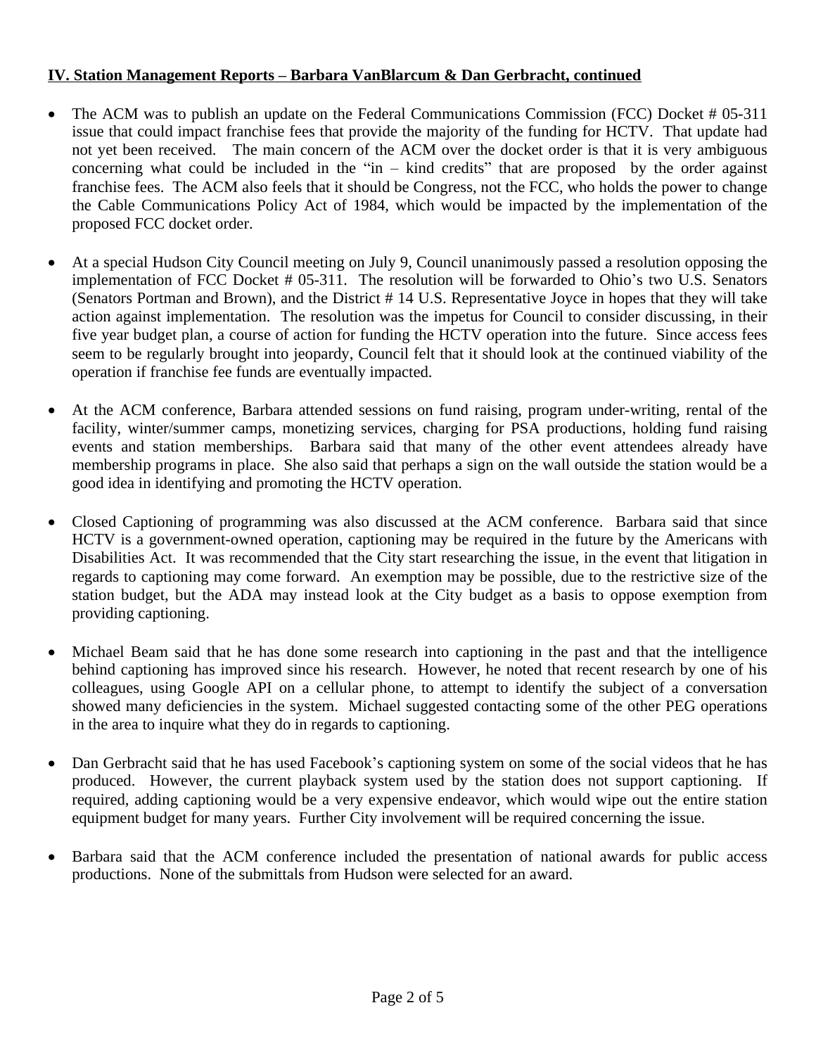**IV. Station Management Reports – Barbara VanBlarcum & Dan Gerbracht, continued**

- The ACM was to publish an update on the Federal Communications Commission (FCC) Docket # 05-311 issue that could impact franchise fees that provide the majority of the funding for HCTV. That update had not yet been received. The main concern of the ACM over the docket order is that it is very ambiguous concerning what could be included in the "in – kind credits" that are proposed by the order against franchise fees. The ACM also feels that it should be Congress, not the FCC, who holds the power to change the Cable Communications Policy Act of 1984, which would be impacted by the implementation of the proposed FCC docket order.

- At a special Hudson City Council meeting on July 9, Council unanimously passed a resolution opposing the implementation of FCC Docket # 05-311. The resolution will be forwarded to Ohio's two U.S. Senators (Senators Portman and Brown), and the District # 14 U.S. Representative Joyce in hopes that they will take action against implementation. The resolution was the impetus for Council to consider discussing, in their five year budget plan, a course of action for funding the HCTV operation into the future. Since access fees seem to be regularly brought into jeopardy, Council felt that it should look at the continued viability of the operation if franchise fee funds are eventually impacted.

- At the ACM conference, Barbara attended sessions on fund raising, program under-writing, rental of the facility, winter/summer camps, monetizing services, charging for PSA productions, holding fund raising events and station memberships. Barbara said that many of the other event attendees already have membership programs in place. She also said that perhaps a sign on the wall outside the station would be a good idea in identifying and promoting the HCTV operation.

- Closed Captioning of programming was also discussed at the ACM conference. Barbara said that since HCTV is a government-owned operation, captioning may be required in the future by the Americans with Disabilities Act. It was recommended that the City start researching the issue, in the event that litigation in regards to captioning may come forward. An exemption may be possible, due to the restrictive size of the station budget, but the ADA may instead look at the City budget as a basis to oppose exemption from providing captioning.

- Michael Beam said that he has done some research into captioning in the past and that the intelligence behind captioning has improved since his research. However, he noted that recent research by one of his colleagues, using Google API on a cellular phone, to attempt to identify the subject of a conversation showed many deficiencies in the system. Michael suggested contacting some of the other PEG operations in the area to inquire what they do in regards to captioning.

- Dan Gerbracht said that he has used Facebook's captioning system on some of the social videos that he has produced. However, the current playback system used by the station does not support captioning. If required, adding captioning would be a very expensive endeavor, which would wipe out the entire station equipment budget for many years. Further City involvement will be required concerning the issue.

- Barbara said that the ACM conference included the presentation of national awards for public access productions. None of the submittals from Hudson were selected for an award.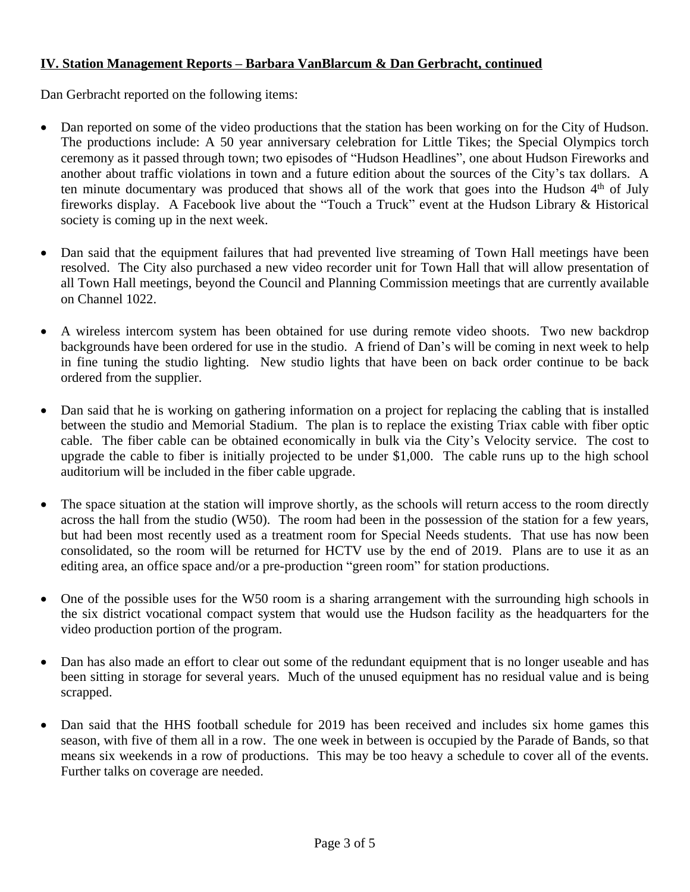**IV. Station Management Reports – Barbara VanBlarcum & Dan Gerbracht, continued**

Dan Gerbracht reported on the following items:

- Dan reported on some of the video productions that the station has been working on for the City of Hudson. The productions include: A 50 year anniversary celebration for Little Tikes; the Special Olympics torch ceremony as it passed through town; two episodes of "Hudson Headlines", one about Hudson Fireworks and another about traffic violations in town and a future edition about the sources of the City's tax dollars. A ten minute documentary was produced that shows all of the work that goes into the Hudson 4th of July fireworks display. A Facebook live about the "Touch a Truck" event at the Hudson Library & Historical society is coming up in the next week.

- Dan said that the equipment failures that had prevented live streaming of Town Hall meetings have been resolved. The City also purchased a new video recorder unit for Town Hall that will allow presentation of all Town Hall meetings, beyond the Council and Planning Commission meetings that are currently available on Channel 1022.

- A wireless intercom system has been obtained for use during remote video shoots. Two new backdrop backgrounds have been ordered for use in the studio. A friend of Dan's will be coming in next week to help in fine tuning the studio lighting. New studio lights that have been on back order continue to be back ordered from the supplier.

- Dan said that he is working on gathering information on a project for replacing the cabling that is installed between the studio and Memorial Stadium. The plan is to replace the existing Triax cable with fiber optic cable. The fiber cable can be obtained economically in bulk via the City's Velocity service. The cost to upgrade the cable to fiber is initially projected to be under $1,000. The cable runs up to the high school auditorium will be included in the fiber cable upgrade.

- The space situation at the station will improve shortly, as the schools will return access to the room directly across the hall from the studio (W50). The room had been in the possession of the station for a few years, but had been most recently used as a treatment room for Special Needs students. That use has now been consolidated, so the room will be returned for HCTV use by the end of 2019. Plans are to use it as an editing area, an office space and/or a pre-production "green room" for station productions.

- One of the possible uses for the W50 room is a sharing arrangement with the surrounding high schools in the six district vocational compact system that would use the Hudson facility as the headquarters for the video production portion of the program.

- Dan has also made an effort to clear out some of the redundant equipment that is no longer useable and has been sitting in storage for several years. Much of the unused equipment has no residual value and is being scrapped.

- Dan said that the HHS football schedule for 2019 has been received and includes six home games this season, with five of them all in a row. The one week in between is occupied by the Parade of Bands, so that means six weekends in a row of productions. This may be too heavy a schedule to cover all of the events. Further talks on coverage are needed.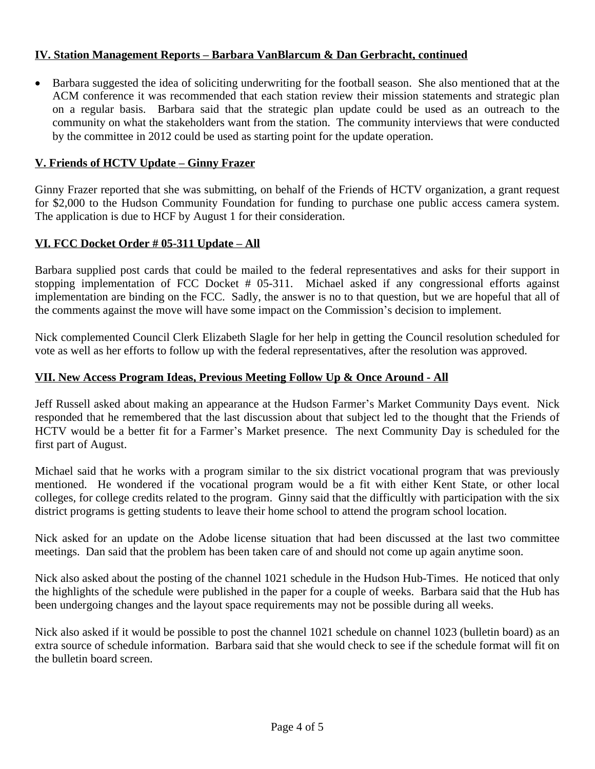## IV. Station Management Reports – Barbara VanBlarcum & Dan Gerbracht, continued

- Barbara suggested the idea of soliciting underwriting for the football season. She also mentioned that at the ACM conference it was recommended that each station review their mission statements and strategic plan on a regular basis. Barbara said that the strategic plan update could be used as an outreach to the community on what the stakeholders want from the station. The community interviews that were conducted by the committee in 2012 could be used as starting point for the update operation.

## V. Friends of HCTV Update – Ginny Frazer

Ginny Frazer reported that she was submitting, on behalf of the Friends of HCTV organization, a grant request for $2,000 to the Hudson Community Foundation for funding to purchase one public access camera system. The application is due to HCF by August 1 for their consideration.

## VI. FCC Docket Order # 05-311 Update – All

Barbara supplied post cards that could be mailed to the federal representatives and asks for their support in stopping implementation of FCC Docket # 05-311. Michael asked if any congressional efforts against implementation are binding on the FCC. Sadly, the answer is no to that question, but we are hopeful that all of the comments against the move will have some impact on the Commission's decision to implement.

Nick complemented Council Clerk Elizabeth Slagle for her help in getting the Council resolution scheduled for vote as well as her efforts to follow up with the federal representatives, after the resolution was approved.

## VII. New Access Program Ideas, Previous Meeting Follow Up & Once Around - All

Jeff Russell asked about making an appearance at the Hudson Farmer's Market Community Days event. Nick responded that he remembered that the last discussion about that subject led to the thought that the Friends of HCTV would be a better fit for a Farmer's Market presence. The next Community Day is scheduled for the first part of August.

Michael said that he works with a program similar to the six district vocational program that was previously mentioned. He wondered if the vocational program would be a fit with either Kent State, or other local colleges, for college credits related to the program. Ginny said that the difficultly with participation with the six district programs is getting students to leave their home school to attend the program school location.

Nick asked for an update on the Adobe license situation that had been discussed at the last two committee meetings. Dan said that the problem has been taken care of and should not come up again anytime soon.

Nick also asked about the posting of the channel 1021 schedule in the Hudson Hub-Times. He noticed that only the highlights of the schedule were published in the paper for a couple of weeks. Barbara said that the Hub has been undergoing changes and the layout space requirements may not be possible during all weeks.

Nick also asked if it would be possible to post the channel 1021 schedule on channel 1023 (bulletin board) as an extra source of schedule information. Barbara said that she would check to see if the schedule format will fit on the bulletin board screen.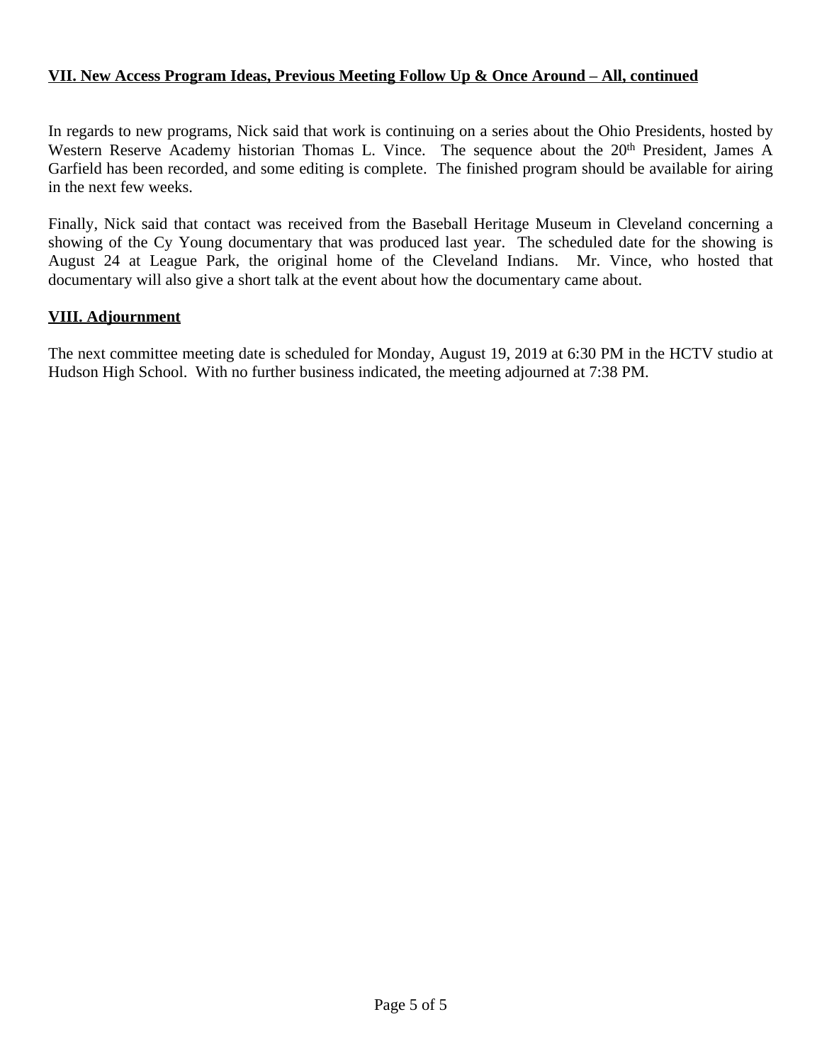## VII. New Access Program Ideas, Previous Meeting Follow Up & Once Around – All, continued

In regards to new programs, Nick said that work is continuing on a series about the Ohio Presidents, hosted by Western Reserve Academy historian Thomas L. Vince. The sequence about the 20th President, James A Garfield has been recorded, and some editing is complete. The finished program should be available for airing in the next few weeks.

Finally, Nick said that contact was received from the Baseball Heritage Museum in Cleveland concerning a showing of the Cy Young documentary that was produced last year. The scheduled date for the showing is August 24 at League Park, the original home of the Cleveland Indians. Mr. Vince, who hosted that documentary will also give a short talk at the event about how the documentary came about.

## VIII. Adjournment

The next committee meeting date is scheduled for Monday, August 19, 2019 at 6:30 PM in the HCTV studio at Hudson High School. With no further business indicated, the meeting adjourned at 7:38 PM.